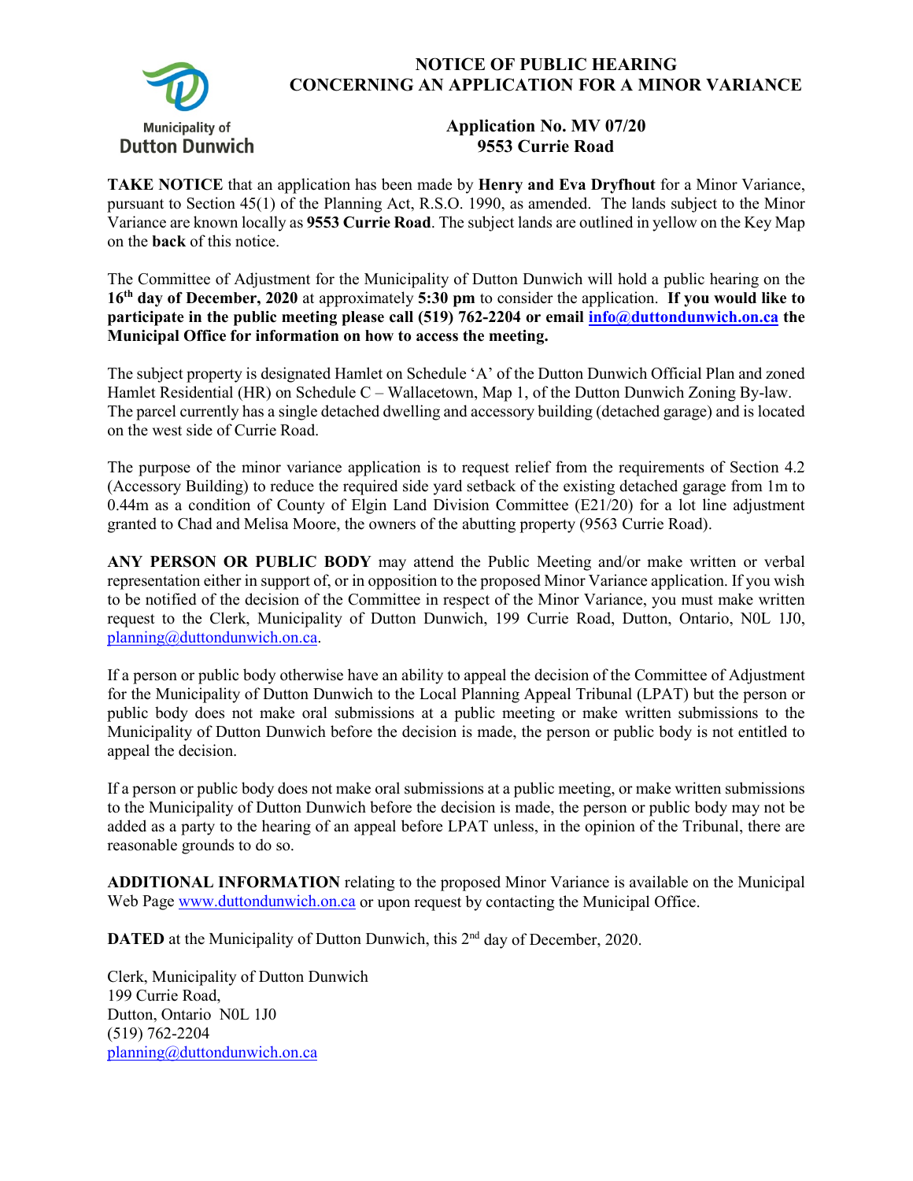Municipality of
Dutton Dunwich

# NOTICE OF PUBLIC HEARING CONCERNING AN APPLICATION FOR A MINOR VARIANCE

## Application No. MV 07/20
## 9553 Currie Road

**TAKE NOTICE** that an application has been made by **Henry and Eva Dryfhout** for a Minor Variance, pursuant to Section 45(1) of the Planning Act, R.S.O. 1990, as amended. The lands subject to the Minor Variance are known locally as **9553 Currie Road**. The subject lands are outlined in yellow on the Key Map on the **back** of this notice.

The Committee of Adjustment for the Municipality of Dutton Dunwich will hold a public hearing on the **16th day of December, 2020** at approximately **5:30 pm** to consider the application. **If you would like to participate in the public meeting please call (519) 762-2204 or email info@duttondunwich.on.ca the Municipal Office for information on how to access the meeting.**

The subject property is designated Hamlet on Schedule 'A' of the Dutton Dunwich Official Plan and zoned Hamlet Residential (HR) on Schedule C – Wallacetown, Map 1, of the Dutton Dunwich Zoning By-law. The parcel currently has a single detached dwelling and accessory building (detached garage) and is located on the west side of Currie Road.

The purpose of the minor variance application is to request relief from the requirements of Section 4.2 (Accessory Building) to reduce the required side yard setback of the existing detached garage from 1m to 0.44m as a condition of County of Elgin Land Division Committee (E21/20) for a lot line adjustment granted to Chad and Melisa Moore, the owners of the abutting property (9563 Currie Road).

**ANY PERSON OR PUBLIC BODY** may attend the Public Meeting and/or make written or verbal representation either in support of, or in opposition to the proposed Minor Variance application. If you wish to be notified of the decision of the Committee in respect of the Minor Variance, you must make written request to the Clerk, Municipality of Dutton Dunwich, 199 Currie Road, Dutton, Ontario, N0L 1J0, planning@duttondunwich.on.ca.

If a person or public body otherwise have an ability to appeal the decision of the Committee of Adjustment for the Municipality of Dutton Dunwich to the Local Planning Appeal Tribunal (LPAT) but the person or public body does not make oral submissions at a public meeting or make written submissions to the Municipality of Dutton Dunwich before the decision is made, the person or public body is not entitled to appeal the decision.

If a person or public body does not make oral submissions at a public meeting, or make written submissions to the Municipality of Dutton Dunwich before the decision is made, the person or public body may not be added as a party to the hearing of an appeal before LPAT unless, in the opinion of the Tribunal, there are reasonable grounds to do so.

**ADDITIONAL INFORMATION** relating to the proposed Minor Variance is available on the Municipal Web Page www.duttondunwich.on.ca or upon request by contacting the Municipal Office.

**DATED** at the Municipality of Dutton Dunwich, this 2nd day of December, 2020.

Clerk, Municipality of Dutton Dunwich
199 Currie Road,
Dutton, Ontario N0L 1J0
(519) 762-2204
planning@duttondunwich.on.ca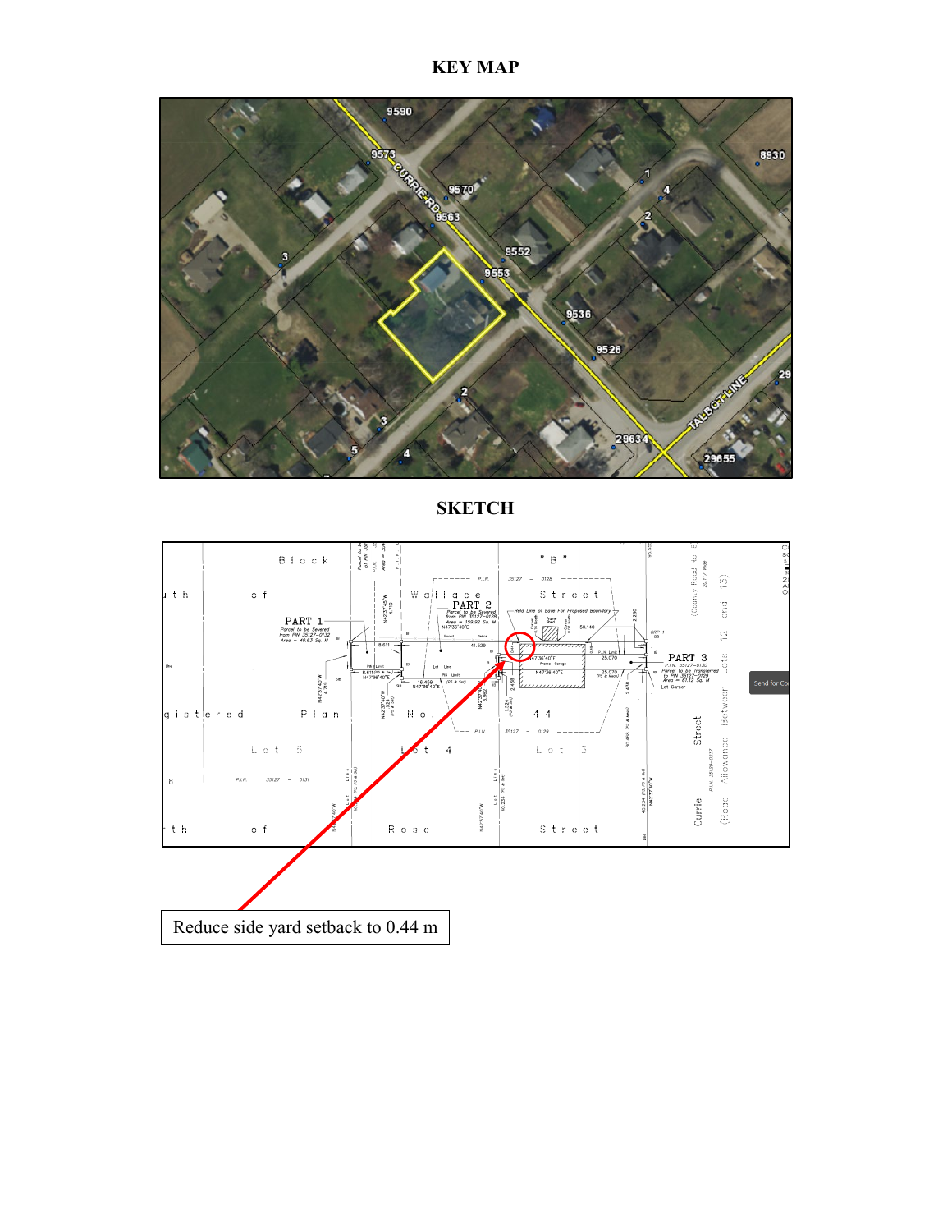# KEY MAP

# SKETCH

Reduce side yard setback to 0.44 m